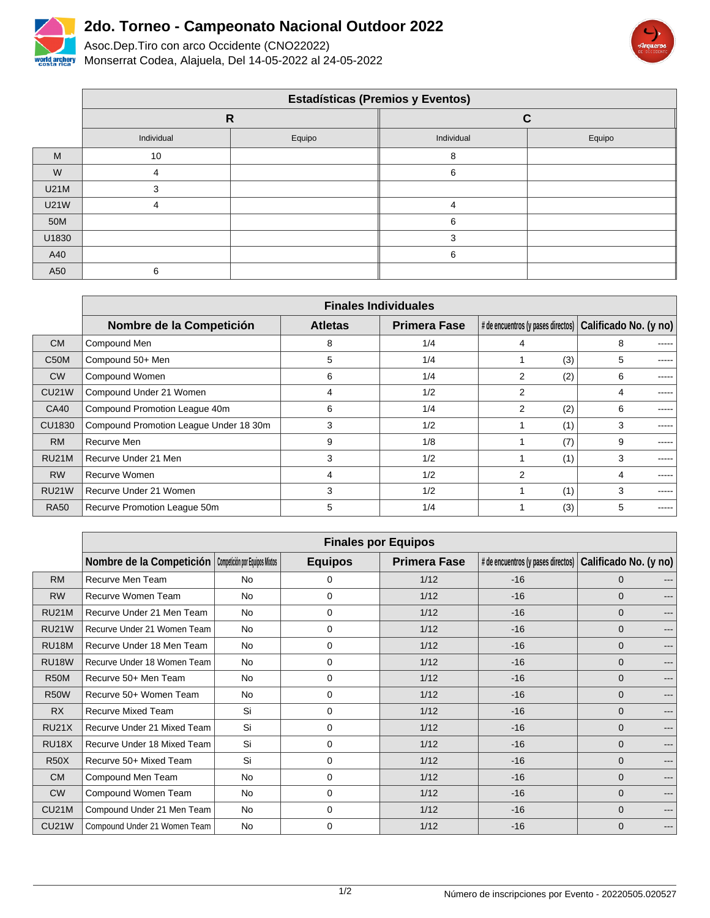# 2do. Torneo - Campeonato Nacional Outdoor 2022

Asoc.Dep.Tiro con arco Occidente (CNO22022)
Monserrat Codea, Alajuela, Del 14-05-2022 al 24-05-2022

| | Estadísticas (Premios y Eventos) | | | |
|---|---|---|---|---|
| | R | | C | |
| | Individual | Equipo | Individual | Equipo |
| M | 10 | | 8 | |
| W | 4 | | 6 | |
| U21M | 3 | | | |
| U21W | 4 | | 4 | |
| 50M | | | 6 | |
| U1830 | | | 3 | |
| A40 | | | 6 | |
| A50 | 6 | | | |

| | Finales Individuales | | | | | | |
|---|---|---|---|---|---|---|---|
| | Nombre de la Competición | Atletas | Primera Fase | # de encuentros (y pases directos) | | Calificado No. (y no) | |
| CM | Compound Men | 8 | 1/4 | 4 | | 8 | ----- |
| C50M | Compound 50+ Men | 5 | 1/4 | 1 | (3) | 5 | ----- |
| CW | Compound Women | 6 | 1/4 | 2 | (2) | 6 | ----- |
| CU21W | Compound Under 21 Women | 4 | 1/2 | 2 | | 4 | ----- |
| CA40 | Compound Promotion League 40m | 6 | 1/4 | 2 | (2) | 6 | ----- |
| CU1830 | Compound Promotion League Under 18 30m | 3 | 1/2 | 1 | (1) | 3 | ----- |
| RM | Recurve Men | 9 | 1/8 | 1 | (7) | 9 | ----- |
| RU21M | Recurve Under 21 Men | 3 | 1/2 | 1 | (1) | 3 | ----- |
| RW | Recurve Women | 4 | 1/2 | 2 | | 4 | ----- |
| RU21W | Recurve Under 21 Women | 3 | 1/2 | 1 | (1) | 3 | ----- |
| RA50 | Recurve Promotion League 50m | 5 | 1/4 | 1 | (3) | 5 | ----- |

| | Finales por Equipos | | | | | | |
|---|---|---|---|---|---|---|---|
| | Nombre de la Competición | Competición por Equipos Mixtos | Equipos | Primera Fase | # de encuentros (y pases directos) | Calificado No. (y no) | |
| RM | Recurve Men Team | No | 0 | 1/12 | -16 | 0 | --- |
| RW | Recurve Women Team | No | 0 | 1/12 | -16 | 0 | --- |
| RU21M | Recurve Under 21 Men Team | No | 0 | 1/12 | -16 | 0 | --- |
| RU21W | Recurve Under 21 Women Team | No | 0 | 1/12 | -16 | 0 | --- |
| RU18M | Recurve Under 18 Men Team | No | 0 | 1/12 | -16 | 0 | --- |
| RU18W | Recurve Under 18 Women Team | No | 0 | 1/12 | -16 | 0 | --- |
| R50M | Recurve 50+ Men Team | No | 0 | 1/12 | -16 | 0 | --- |
| R50W | Recurve 50+ Women Team | No | 0 | 1/12 | -16 | 0 | --- |
| RX | Recurve Mixed Team | Si | 0 | 1/12 | -16 | 0 | --- |
| RU21X | Recurve Under 21 Mixed Team | Si | 0 | 1/12 | -16 | 0 | --- |
| RU18X | Recurve Under 18 Mixed Team | Si | 0 | 1/12 | -16 | 0 | --- |
| R50X | Recurve 50+ Mixed Team | Si | 0 | 1/12 | -16 | 0 | --- |
| CM | Compound Men Team | No | 0 | 1/12 | -16 | 0 | --- |
| CW | Compound Women Team | No | 0 | 1/12 | -16 | 0 | --- |
| CU21M | Compound Under 21 Men Team | No | 0 | 1/12 | -16 | 0 | --- |
| CU21W | Compound Under 21 Women Team | No | 0 | 1/12 | -16 | 0 | --- |

Número de inscripciones por Evento - 20220505.020527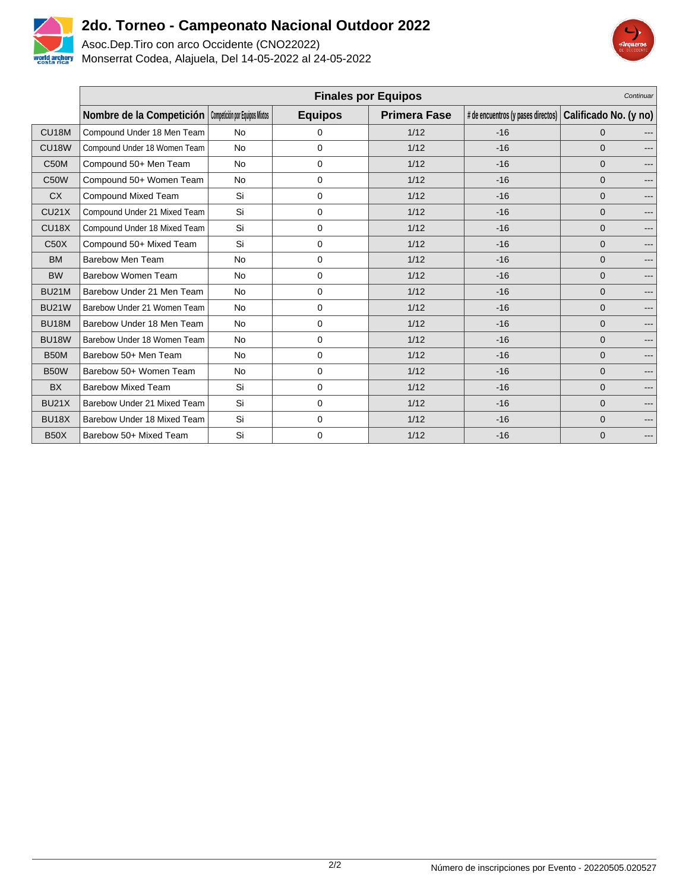# 2do. Torneo - Campeonato Nacional Outdoor 2022

Asoc.Dep.Tiro con arco Occidente (CNO22022)
Monserrat Codea, Alajuela, Del 14-05-2022 al 24-05-2022

| | Finales por Equipos | | | | | | *Continuar* |
|---|---|---|---|---|---|---|---|
| | **Nombre de la Competición** | Competición por Equipos Mixtos | **Equipos** | **Primera Fase** | # de encuentros (y pases directos) | **Calificado No. (y no)** | |
| CU18M | Compound Under 18 Men Team | No | 0 | 1/12 | -16 | 0 | --- |
| CU18W | Compound Under 18 Women Team | No | 0 | 1/12 | -16 | 0 | --- |
| C50M | Compound 50+ Men Team | No | 0 | 1/12 | -16 | 0 | --- |
| C50W | Compound 50+ Women Team | No | 0 | 1/12 | -16 | 0 | --- |
| CX | Compound Mixed Team | Si | 0 | 1/12 | -16 | 0 | --- |
| CU21X | Compound Under 21 Mixed Team | Si | 0 | 1/12 | -16 | 0 | --- |
| CU18X | Compound Under 18 Mixed Team | Si | 0 | 1/12 | -16 | 0 | --- |
| C50X | Compound 50+ Mixed Team | Si | 0 | 1/12 | -16 | 0 | --- |
| BM | Barebow Men Team | No | 0 | 1/12 | -16 | 0 | --- |
| BW | Barebow Women Team | No | 0 | 1/12 | -16 | 0 | --- |
| BU21M | Barebow Under 21 Men Team | No | 0 | 1/12 | -16 | 0 | --- |
| BU21W | Barebow Under 21 Women Team | No | 0 | 1/12 | -16 | 0 | --- |
| BU18M | Barebow Under 18 Men Team | No | 0 | 1/12 | -16 | 0 | --- |
| BU18W | Barebow Under 18 Women Team | No | 0 | 1/12 | -16 | 0 | --- |
| B50M | Barebow 50+ Men Team | No | 0 | 1/12 | -16 | 0 | --- |
| B50W | Barebow 50+ Women Team | No | 0 | 1/12 | -16 | 0 | --- |
| BX | Barebow Mixed Team | Si | 0 | 1/12 | -16 | 0 | --- |
| BU21X | Barebow Under 21 Mixed Team | Si | 0 | 1/12 | -16 | 0 | --- |
| BU18X | Barebow Under 18 Mixed Team | Si | 0 | 1/12 | -16 | 0 | --- |
| B50X | Barebow 50+ Mixed Team | Si | 0 | 1/12 | -16 | 0 | --- |

Número de inscripciones por Evento - 20220505.020527